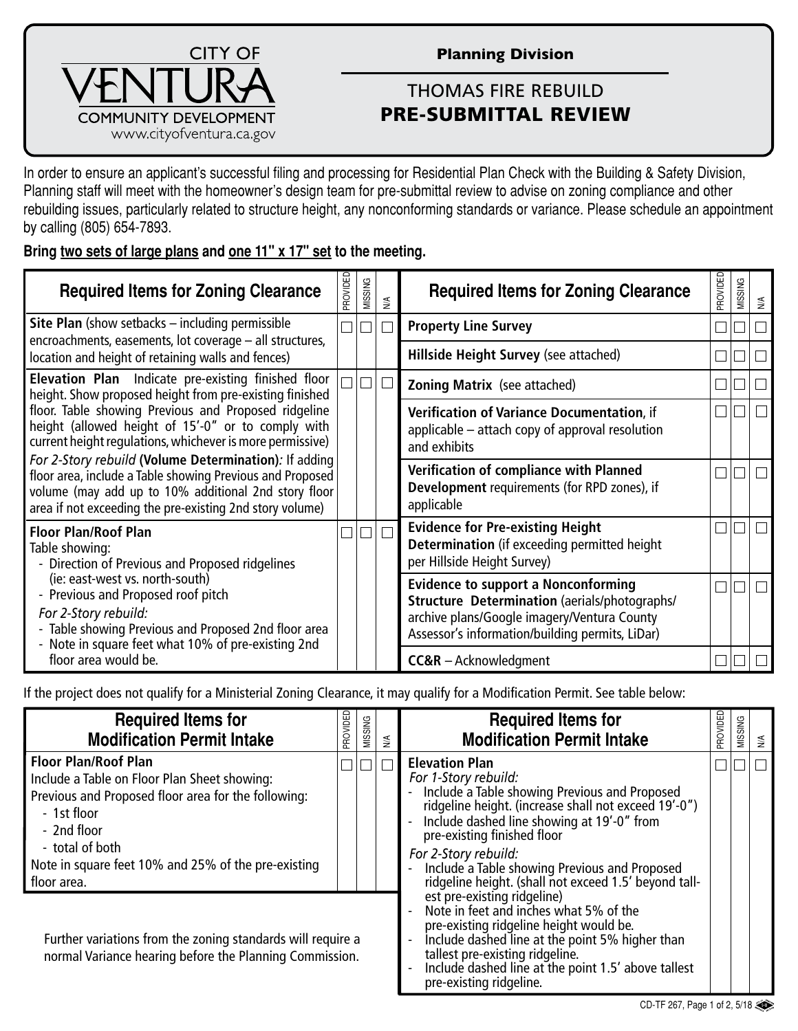# CITY OF VENTURA
COMMUNITY DEVELOPMENT
www.cityofventura.ca.gov

**Planning Division**

## THOMAS FIRE REBUILD
## PRE-SUBMITTAL REVIEW

In order to ensure an applicant's successful filing and processing for Residential Plan Check with the Building & Safety Division, Planning staff will meet with the homeowner's design team for pre-submittal review to advise on zoning compliance and other rebuilding issues, particularly related to structure height, any nonconforming standards or variance. Please schedule an appointment by calling (805) 654-7893.

**Bring two sets of large plans and one 11" x 17" set to the meeting.**

| Required Items for Zoning Clearance | PROVIDED | MISSING | N/A |
|---|---|---|---|
| **Site Plan** (show setbacks – including permissible encroachments, easements, lot coverage – all structures, location and height of retaining walls and fences) | ☐ | ☐ | ☐ |
| **Elevation Plan** Indicate pre-existing finished floor height. Show proposed height from pre-existing finished floor. Table showing Previous and Proposed ridgeline height (allowed height of 15'-0" or to comply with current height regulations, whichever is more permissive) *For 2-Story rebuild* **(Volume Determination)***:* If adding floor area, include a Table showing Previous and Proposed volume (may add up to 10% additional 2nd story floor area if not exceeding the pre-existing 2nd story volume) | ☐ | ☐ | ☐ |
| **Floor Plan/Roof Plan** Table showing: - Direction of Previous and Proposed ridgelines (ie: east-west vs. north-south) - Previous and Proposed roof pitch *For 2-Story rebuild:* - Table showing Previous and Proposed 2nd floor area - Note in square feet what 10% of pre-existing 2nd floor area would be. | ☐ | ☐ | ☐ |
| **Property Line Survey** | ☐ | ☐ | ☐ |
| **Hillside Height Survey** (see attached) | ☐ | ☐ | ☐ |
| **Zoning Matrix** (see attached) | ☐ | ☐ | ☐ |
| **Verification of Variance Documentation**, if applicable – attach copy of approval resolution and exhibits | ☐ | ☐ | ☐ |
| **Verification of compliance with Planned Development** requirements (for RPD zones), if applicable | ☐ | ☐ | ☐ |
| **Evidence for Pre-existing Height Determination** (if exceeding permitted height per Hillside Height Survey) | ☐ | ☐ | ☐ |
| **Evidence to support a Nonconforming Structure Determination** (aerials/photographs/ archive plans/Google imagery/Ventura County Assessor's information/building permits, LiDar) | ☐ | ☐ | ☐ |
| **CC&R** – Acknowledgment | ☐ | ☐ | ☐ |

If the project does not qualify for a Ministerial Zoning Clearance, it may qualify for a Modification Permit. See table below:

| Required Items for Modification Permit Intake | PROVIDED | MISSING | N/A |
|---|---|---|---|
| **Floor Plan/Roof Plan** Include a Table on Floor Plan Sheet showing: Previous and Proposed floor area for the following: - 1st floor - 2nd floor - total of both. Note in square feet 10% and 25% of the pre-existing floor area. | ☐ | ☐ | ☐ |
| **Elevation Plan** *For 1-Story rebuild:* - Include a Table showing Previous and Proposed ridgeline height. (increase shall not exceed 19'-0") - Include dashed line showing at 19'-0" from pre-existing finished floor *For 2-Story rebuild:* - Include a Table showing Previous and Proposed ridgeline height. (shall not exceed 1.5' beyond tallest pre-existing ridgeline) - Note in feet and inches what 5% of the pre-existing ridgeline height would be. - Include dashed line at the point 5% higher than tallest pre-existing ridgeline. - Include dashed line at the point 1.5' above tallest pre-existing ridgeline. | ☐ | ☐ | ☐ |

Further variations from the zoning standards will require a normal Variance hearing before the Planning Commission.

CD-TF 267, 5/18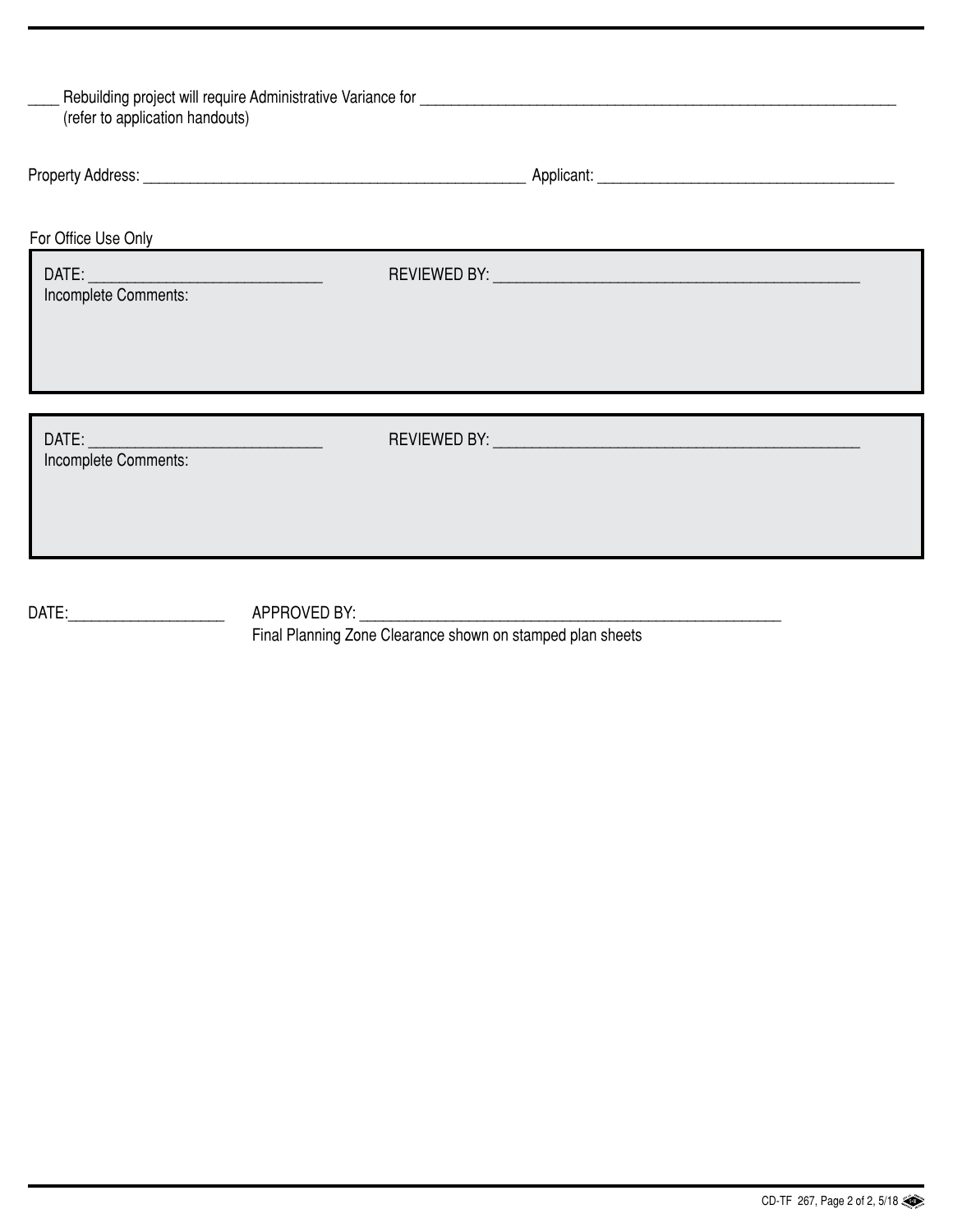____ Rebuilding project will require Administrative Variance for ________________________________________________________________
(refer to application handouts)

Property Address: ___________________________________________________ Applicant: _________________________________________

For Office Use Only

DATE: ______________________________ REVIEWED BY: _______________________________________________
Incomplete Comments:

DATE: ______________________________ REVIEWED BY: _______________________________________________
Incomplete Comments:

DATE:____________________ APPROVED BY: ________________________________________________________
Final Planning Zone Clearance shown on stamped plan sheets

CD-TF 267, Page 2 of 2, 5/18